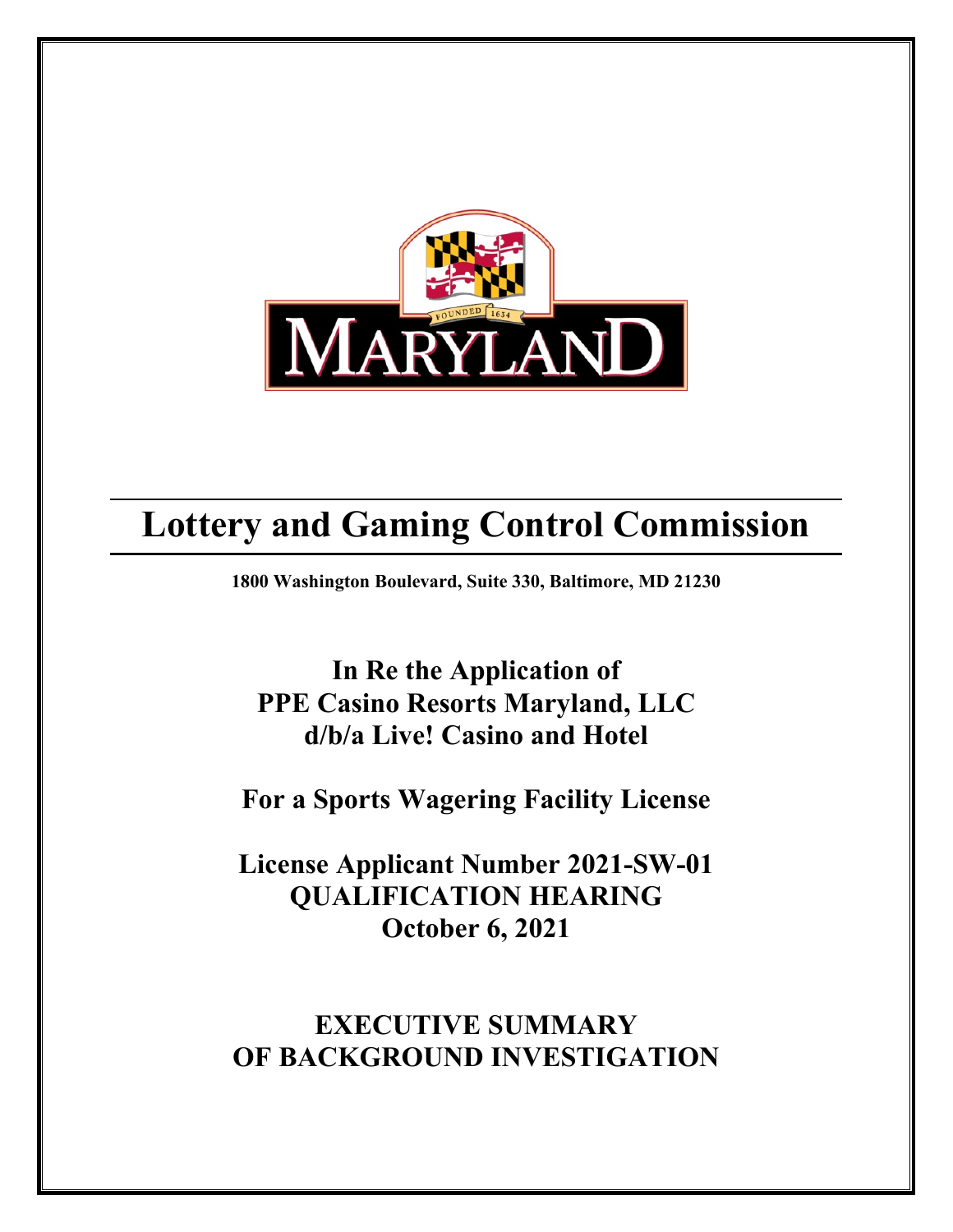# Lottery and Gaming Control Commission

**1800 Washington Boulevard, Suite 330, Baltimore, MD 21230**

## In Re the Application of PPE Casino Resorts Maryland, LLC d/b/a Live! Casino and Hotel

## For a Sports Wagering Facility License

## License Applicant Number 2021-SW-01 QUALIFICATION HEARING October 6, 2021

## EXECUTIVE SUMMARY OF BACKGROUND INVESTIGATION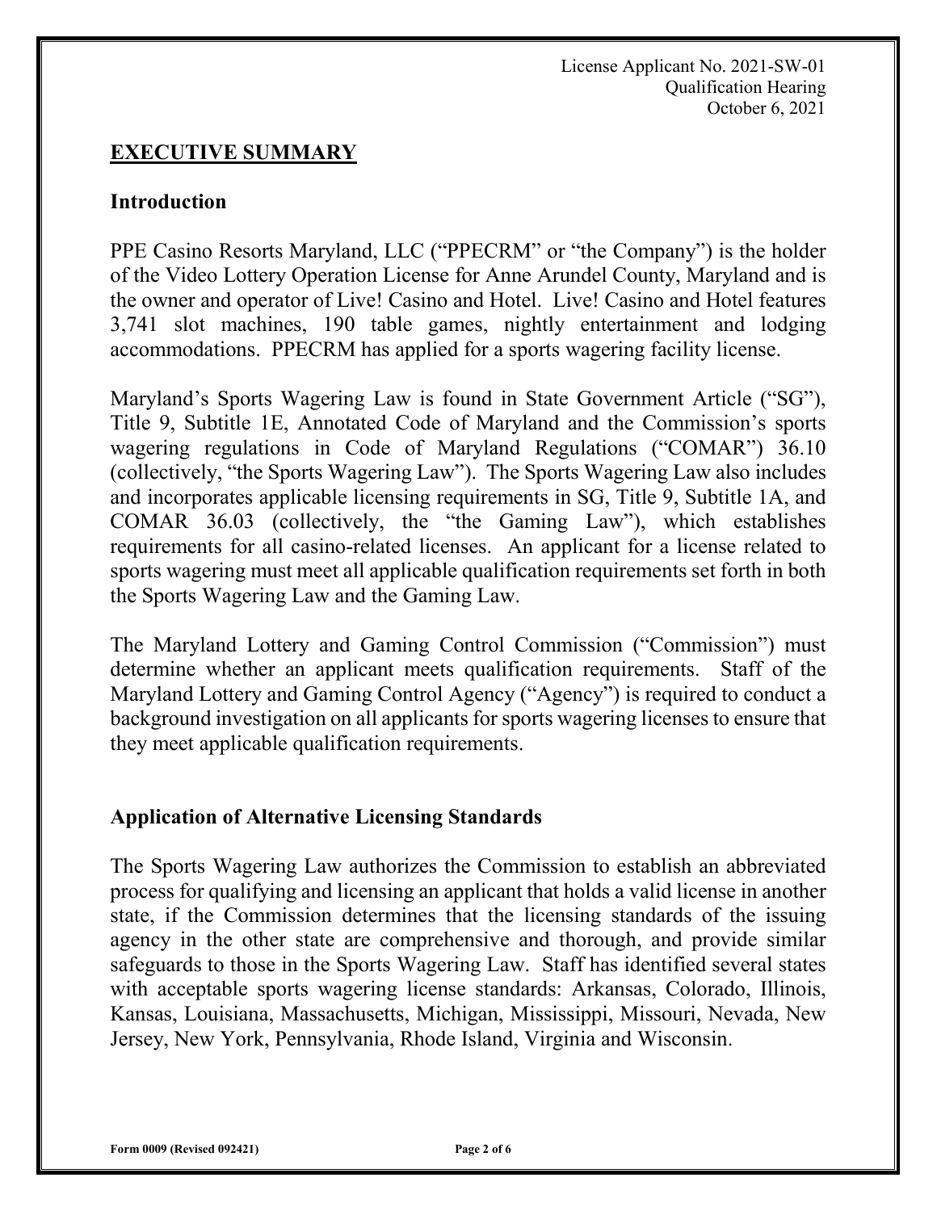License Applicant No. 2021-SW-01
Qualification Hearing
October 6, 2021

## EXECUTIVE SUMMARY

### Introduction

PPE Casino Resorts Maryland, LLC ("PPECRM" or "the Company") is the holder of the Video Lottery Operation License for Anne Arundel County, Maryland and is the owner and operator of Live! Casino and Hotel. Live! Casino and Hotel features 3,741 slot machines, 190 table games, nightly entertainment and lodging accommodations. PPECRM has applied for a sports wagering facility license.

Maryland's Sports Wagering Law is found in State Government Article ("SG"), Title 9, Subtitle 1E, Annotated Code of Maryland and the Commission's sports wagering regulations in Code of Maryland Regulations ("COMAR") 36.10 (collectively, "the Sports Wagering Law"). The Sports Wagering Law also includes and incorporates applicable licensing requirements in SG, Title 9, Subtitle 1A, and COMAR 36.03 (collectively, the "the Gaming Law"), which establishes requirements for all casino-related licenses. An applicant for a license related to sports wagering must meet all applicable qualification requirements set forth in both the Sports Wagering Law and the Gaming Law.

The Maryland Lottery and Gaming Control Commission ("Commission") must determine whether an applicant meets qualification requirements. Staff of the Maryland Lottery and Gaming Control Agency ("Agency") is required to conduct a background investigation on all applicants for sports wagering licenses to ensure that they meet applicable qualification requirements.

### Application of Alternative Licensing Standards

The Sports Wagering Law authorizes the Commission to establish an abbreviated process for qualifying and licensing an applicant that holds a valid license in another state, if the Commission determines that the licensing standards of the issuing agency in the other state are comprehensive and thorough, and provide similar safeguards to those in the Sports Wagering Law. Staff has identified several states with acceptable sports wagering license standards: Arkansas, Colorado, Illinois, Kansas, Louisiana, Massachusetts, Michigan, Mississippi, Missouri, Nevada, New Jersey, New York, Pennsylvania, Rhode Island, Virginia and Wisconsin.

Form 0009 (Revised 092421)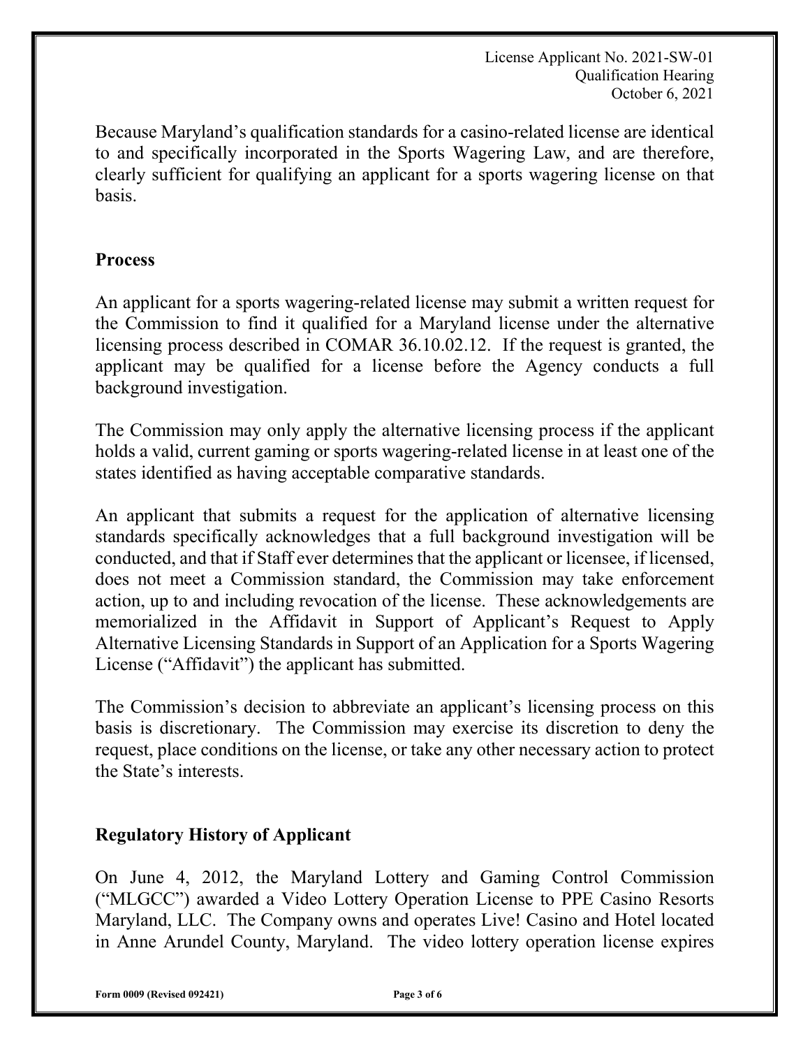Because Maryland's qualification standards for a casino-related license are identical to and specifically incorporated in the Sports Wagering Law, and are therefore, clearly sufficient for qualifying an applicant for a sports wagering license on that basis.

## Process

An applicant for a sports wagering-related license may submit a written request for the Commission to find it qualified for a Maryland license under the alternative licensing process described in COMAR 36.10.02.12. If the request is granted, the applicant may be qualified for a license before the Agency conducts a full background investigation.

The Commission may only apply the alternative licensing process if the applicant holds a valid, current gaming or sports wagering-related license in at least one of the states identified as having acceptable comparative standards.

An applicant that submits a request for the application of alternative licensing standards specifically acknowledges that a full background investigation will be conducted, and that if Staff ever determines that the applicant or licensee, if licensed, does not meet a Commission standard, the Commission may take enforcement action, up to and including revocation of the license. These acknowledgements are memorialized in the Affidavit in Support of Applicant's Request to Apply Alternative Licensing Standards in Support of an Application for a Sports Wagering License ("Affidavit") the applicant has submitted.

The Commission's decision to abbreviate an applicant's licensing process on this basis is discretionary. The Commission may exercise its discretion to deny the request, place conditions on the license, or take any other necessary action to protect the State's interests.

## Regulatory History of Applicant

On June 4, 2012, the Maryland Lottery and Gaming Control Commission ("MLGCC") awarded a Video Lottery Operation License to PPE Casino Resorts Maryland, LLC. The Company owns and operates Live! Casino and Hotel located in Anne Arundel County, Maryland. The video lottery operation license expires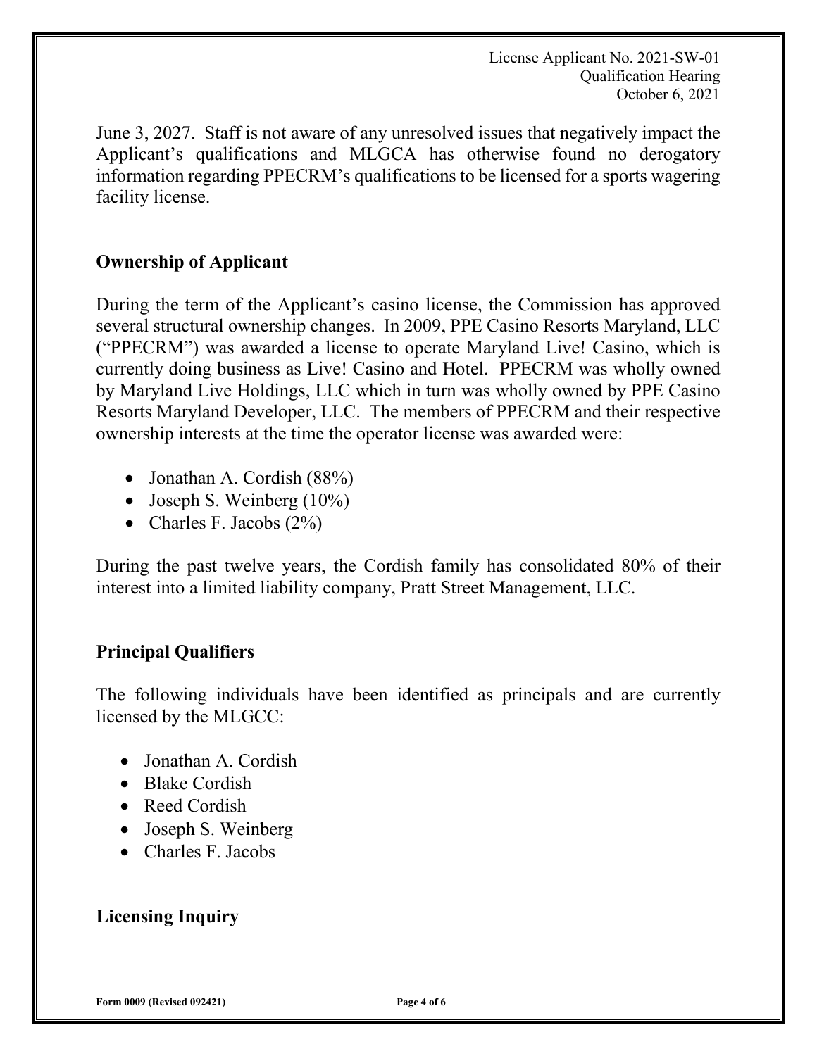June 3, 2027. Staff is not aware of any unresolved issues that negatively impact the Applicant's qualifications and MLGCA has otherwise found no derogatory information regarding PPECRM's qualifications to be licensed for a sports wagering facility license.

## Ownership of Applicant

During the term of the Applicant's casino license, the Commission has approved several structural ownership changes. In 2009, PPE Casino Resorts Maryland, LLC ("PPECRM") was awarded a license to operate Maryland Live! Casino, which is currently doing business as Live! Casino and Hotel. PPECRM was wholly owned by Maryland Live Holdings, LLC which in turn was wholly owned by PPE Casino Resorts Maryland Developer, LLC. The members of PPECRM and their respective ownership interests at the time the operator license was awarded were:

- Jonathan A. Cordish (88%)
- Joseph S. Weinberg (10%)
- Charles F. Jacobs (2%)

During the past twelve years, the Cordish family has consolidated 80% of their interest into a limited liability company, Pratt Street Management, LLC.

## Principal Qualifiers

The following individuals have been identified as principals and are currently licensed by the MLGCC:

- Jonathan A. Cordish
- Blake Cordish
- Reed Cordish
- Joseph S. Weinberg
- Charles F. Jacobs

## Licensing Inquiry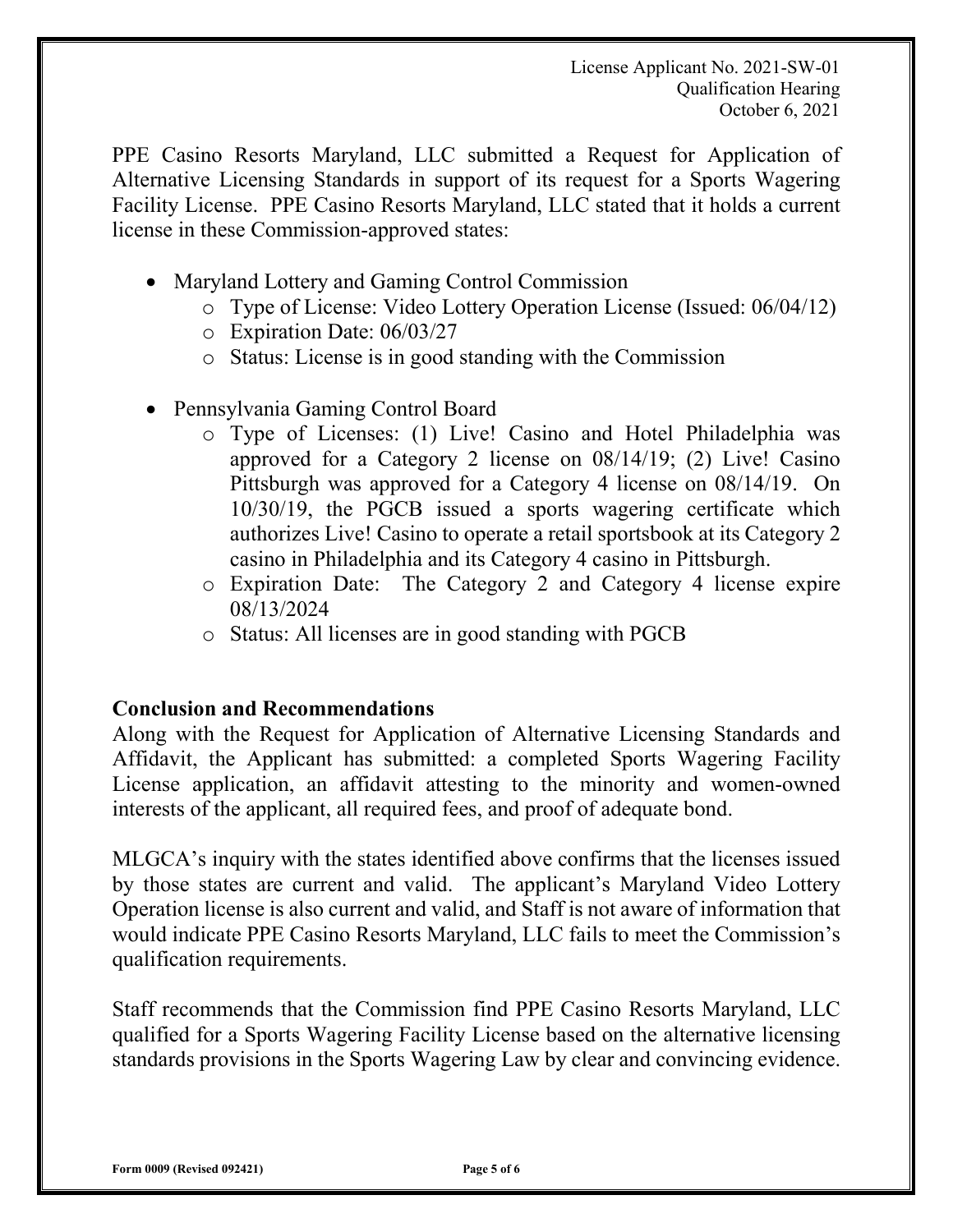PPE Casino Resorts Maryland, LLC submitted a Request for Application of Alternative Licensing Standards in support of its request for a Sports Wagering Facility License. PPE Casino Resorts Maryland, LLC stated that it holds a current license in these Commission-approved states:

- Maryland Lottery and Gaming Control Commission
  - Type of License: Video Lottery Operation License (Issued: 06/04/12)
  - Expiration Date: 06/03/27
  - Status: License is in good standing with the Commission
- Pennsylvania Gaming Control Board
  - Type of Licenses: (1) Live! Casino and Hotel Philadelphia was approved for a Category 2 license on 08/14/19; (2) Live! Casino Pittsburgh was approved for a Category 4 license on 08/14/19. On 10/30/19, the PGCB issued a sports wagering certificate which authorizes Live! Casino to operate a retail sportsbook at its Category 2 casino in Philadelphia and its Category 4 casino in Pittsburgh.
  - Expiration Date: The Category 2 and Category 4 license expire 08/13/2024
  - Status: All licenses are in good standing with PGCB

**Conclusion and Recommendations**

Along with the Request for Application of Alternative Licensing Standards and Affidavit, the Applicant has submitted: a completed Sports Wagering Facility License application, an affidavit attesting to the minority and women-owned interests of the applicant, all required fees, and proof of adequate bond.

MLGCA's inquiry with the states identified above confirms that the licenses issued by those states are current and valid. The applicant's Maryland Video Lottery Operation license is also current and valid, and Staff is not aware of information that would indicate PPE Casino Resorts Maryland, LLC fails to meet the Commission's qualification requirements.

Staff recommends that the Commission find PPE Casino Resorts Maryland, LLC qualified for a Sports Wagering Facility License based on the alternative licensing standards provisions in the Sports Wagering Law by clear and convincing evidence.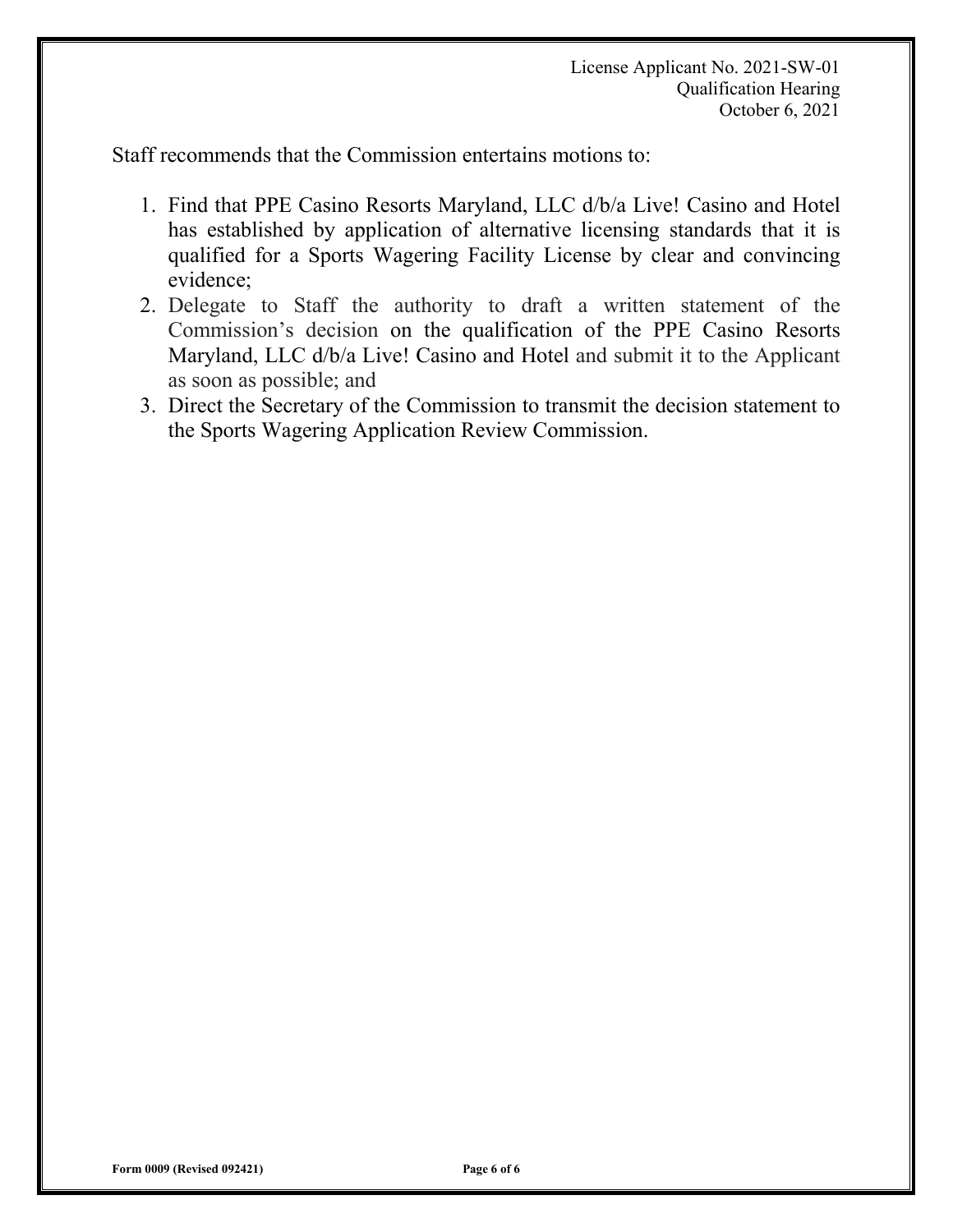Staff recommends that the Commission entertains motions to:

1. Find that PPE Casino Resorts Maryland, LLC d/b/a Live! Casino and Hotel has established by application of alternative licensing standards that it is qualified for a Sports Wagering Facility License by clear and convincing evidence;
2. Delegate to Staff the authority to draft a written statement of the Commission's decision on the qualification of the PPE Casino Resorts Maryland, LLC d/b/a Live! Casino and Hotel and submit it to the Applicant as soon as possible; and
3. Direct the Secretary of the Commission to transmit the decision statement to the Sports Wagering Application Review Commission.